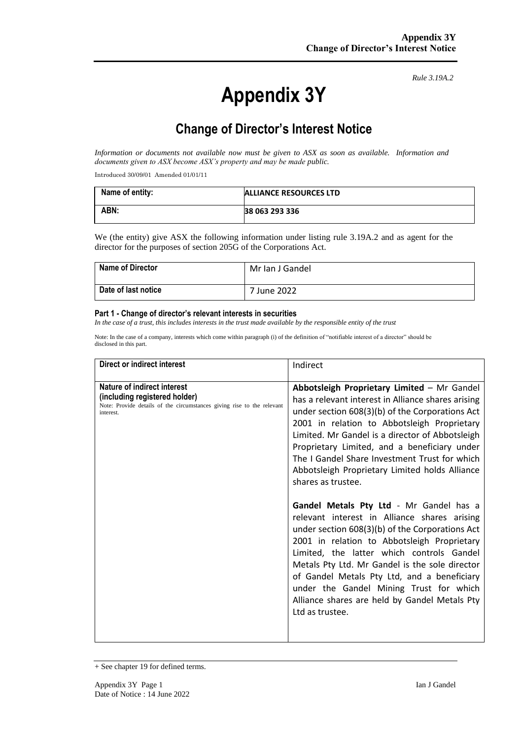*Rule 3.19A.2*

# Appendix 3Y

## Change of Director's Interest Notice

*Information or documents not available now must be given to ASX as soon as available. Information and documents given to ASX become ASX's property and may be made public.*

Introduced 30/09/01 Amended 01/01/11

| Name of entity: | ALLIANCE RESOURCES LTD |
|---|---|
| ABN: | 38 063 293 336 |

We (the entity) give ASX the following information under listing rule 3.19A.2 and as agent for the director for the purposes of section 205G of the Corporations Act.

| Name of Director | Mr Ian J Gandel |
|---|---|
| Date of last notice | 7 June 2022 |

**Part 1 - Change of director's relevant interests in securities**

*In the case of a trust, this includes interests in the trust made available by the responsible entity of the trust*

Note: In the case of a company, interests which come within paragraph (i) of the definition of "notifiable interest of a director" should be disclosed in this part.

| Direct or indirect interest | Indirect |
|---|---|
| **Nature of indirect interest (including registered holder)**<br>Note: Provide details of the circumstances giving rise to the relevant interest. | **Abbotsleigh Proprietary Limited** – Mr Gandel has a relevant interest in Alliance shares arising under section 608(3)(b) of the Corporations Act 2001 in relation to Abbotsleigh Proprietary Limited. Mr Gandel is a director of Abbotsleigh Proprietary Limited, and a beneficiary under The I Gandel Share Investment Trust for which Abbotsleigh Proprietary Limited holds Alliance shares as trustee.<br><br>**Gandel Metals Pty Ltd** - Mr Gandel has a relevant interest in Alliance shares arising under section 608(3)(b) of the Corporations Act 2001 in relation to Abbotsleigh Proprietary Limited, the latter which controls Gandel Metals Pty Ltd. Mr Gandel is the sole director of Gandel Metals Pty Ltd, and a beneficiary under the Gandel Mining Trust for which Alliance shares are held by Gandel Metals Pty Ltd as trustee. |

+ See chapter 19 for defined terms.

Date of Notice : 14 June 2022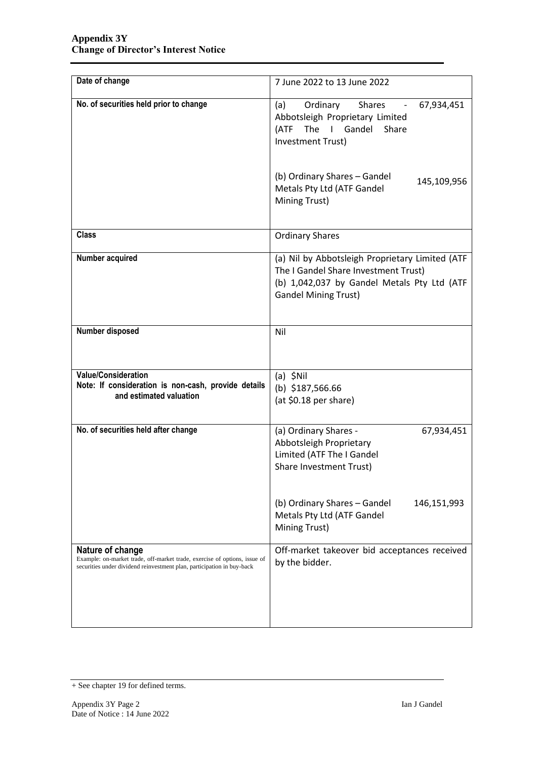| Date of change | 7 June 2022 to 13 June 2022 |
|---|---|
| **No. of securities held prior to change** | (a) Ordinary Shares - 67,934,451 Abbotsleigh Proprietary Limited (ATF The I Gandel Share Investment Trust)<br><br>(b) Ordinary Shares – Gandel Metals Pty Ltd (ATF Gandel Mining Trust) 145,109,956 |
| **Class** | Ordinary Shares |
| **Number acquired** | (a) Nil by Abbotsleigh Proprietary Limited (ATF The I Gandel Share Investment Trust)<br>(b) 1,042,037 by Gandel Metals Pty Ltd (ATF Gandel Mining Trust) |
| **Number disposed** | Nil |
| **Value/Consideration**<br>**Note: If consideration is non-cash, provide details and estimated valuation** | (a) $Nil<br>(b) $187,566.66<br>(at $0.18 per share) |
| **No. of securities held after change** | (a) Ordinary Shares - 67,934,451 Abbotsleigh Proprietary Limited (ATF The I Gandel Share Investment Trust)<br><br>(b) Ordinary Shares – Gandel Metals Pty Ltd (ATF Gandel Mining Trust) 146,151,993 |
| **Nature of change**<br>Example: on-market trade, off-market trade, exercise of options, issue of securities under dividend reinvestment plan, participation in buy-back | Off-market takeover bid acceptances received by the bidder. |

+ See chapter 19 for defined terms.

Date of Notice : 14 June 2022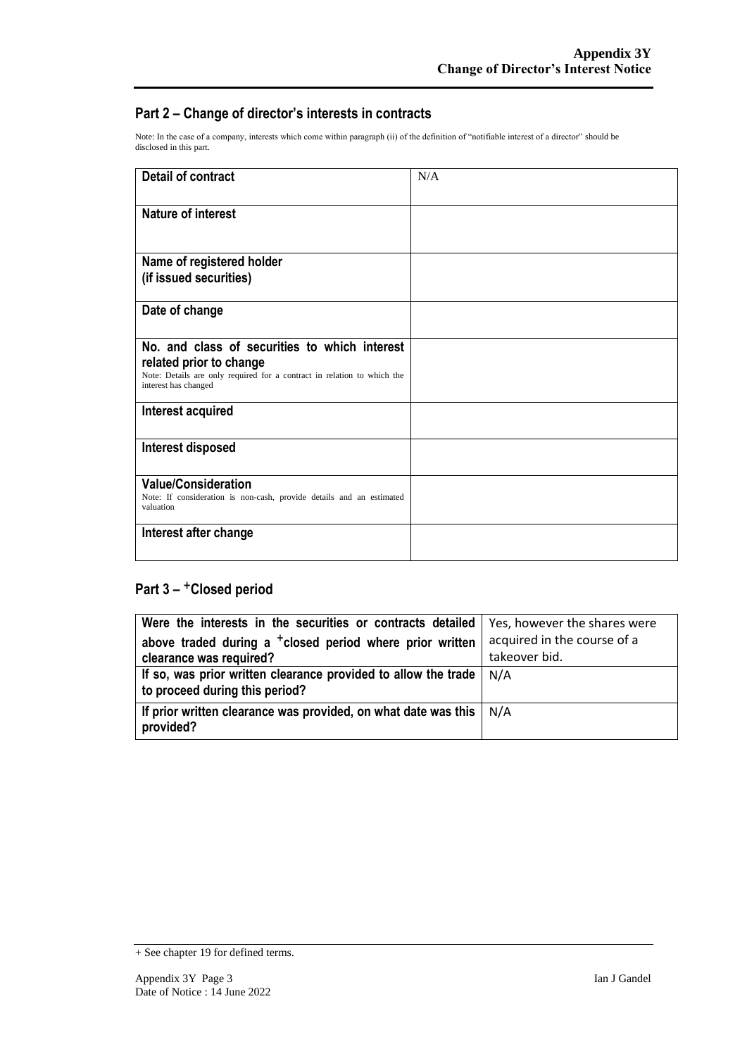## Part 2 – Change of director's interests in contracts

Note: In the case of a company, interests which come within paragraph (ii) of the definition of "notifiable interest of a director" should be disclosed in this part.

| | |
|---|---|
| **Detail of contract** | N/A |
| **Nature of interest** | |
| **Name of registered holder (if issued securities)** | |
| **Date of change** | |
| **No. and class of securities to which interest related prior to change** Note: Details are only required for a contract in relation to which the interest has changed | |
| **Interest acquired** | |
| **Interest disposed** | |
| **Value/Consideration** Note: If consideration is non-cash, provide details and an estimated valuation | |
| **Interest after change** | |

## Part 3 – +Closed period

| | |
|---|---|
| **Were the interests in the securities or contracts detailed above traded during a +closed period where prior written clearance was required?** | Yes, however the shares were acquired in the course of a takeover bid. |
| **If so, was prior written clearance provided to allow the trade to proceed during this period?** | N/A |
| **If prior written clearance was provided, on what date was this provided?** | N/A |

+ See chapter 19 for defined terms.

Date of Notice : 14 June 2022